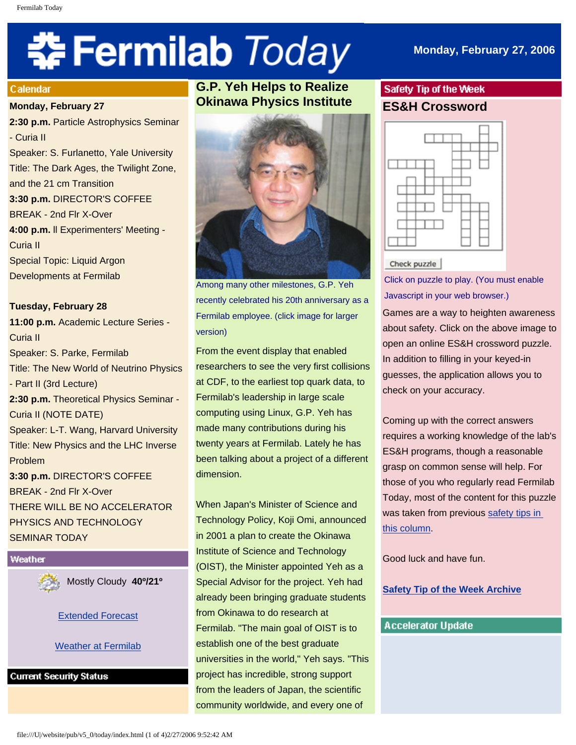# Fermilab Today

**Monday, February 27, 2006**

## Calendar

**Monday, February 27**

**2:30 p.m.** Particle Astrophysics Seminar - Curia II
Speaker: S. Furlanetto, Yale University
Title: The Dark Ages, the Twilight Zone, and the 21 cm Transition

**3:30 p.m.** DIRECTOR'S COFFEE BREAK - 2nd Flr X-Over

**4:00 p.m.** ll Experimenters' Meeting - Curia II
Special Topic: Liquid Argon Developments at Fermilab

**Tuesday, February 28**

**11:00 p.m.** Academic Lecture Series - Curia II
Speaker: S. Parke, Fermilab
Title: The New World of Neutrino Physics - Part II (3rd Lecture)

**2:30 p.m.** Theoretical Physics Seminar - Curia II (NOTE DATE)
Speaker: L-T. Wang, Harvard University
Title: New Physics and the LHC Inverse Problem

**3:30 p.m.** DIRECTOR'S COFFEE BREAK - 2nd Flr X-Over

THERE WILL BE NO ACCELERATOR PHYSICS AND TECHNOLOGY SEMINAR TODAY

## Weather

Mostly Cloudy **40º/21º**

[Extended Forecast](#)

[Weather at Fermilab](#)

## Current Security Status

## G.P. Yeh Helps to Realize Okinawa Physics Institute

Among many other milestones, G.P. Yeh recently celebrated his 20th anniversary as a Fermilab employee. (click image for larger version)

From the event display that enabled researchers to see the very first collisions at CDF, to the earliest top quark data, to Fermilab's leadership in large scale computing using Linux, G.P. Yeh has made many contributions during his twenty years at Fermilab. Lately he has been talking about a project of a different dimension.

When Japan's Minister of Science and Technology Policy, Koji Omi, announced in 2001 a plan to create the Okinawa Institute of Science and Technology (OIST), the Minister appointed Yeh as a Special Advisor for the project. Yeh had already been bringing graduate students from Okinawa to do research at Fermilab. "The main goal of OIST is to establish one of the best graduate universities in the world," Yeh says. "This project has incredible, strong support from the leaders of Japan, the scientific community worldwide, and every one of

## Safety Tip of the Week

### ES&H Crossword

Check puzzle

Click on puzzle to play. (You must enable Javascript in your web browser.)

Games are a way to heighten awareness about safety. Click on the above image to open an online ES&H crossword puzzle. In addition to filling in your keyed-in guesses, the application allows you to check on your accuracy.

Coming up with the correct answers requires a working knowledge of the lab's ES&H programs, though a reasonable grasp on common sense will help. For those of you who regularly read Fermilab Today, most of the content for this puzzle was taken from previous [safety tips in this column](#).

Good luck and have fun.

**[Safety Tip of the Week Archive](#)**

## Accelerator Update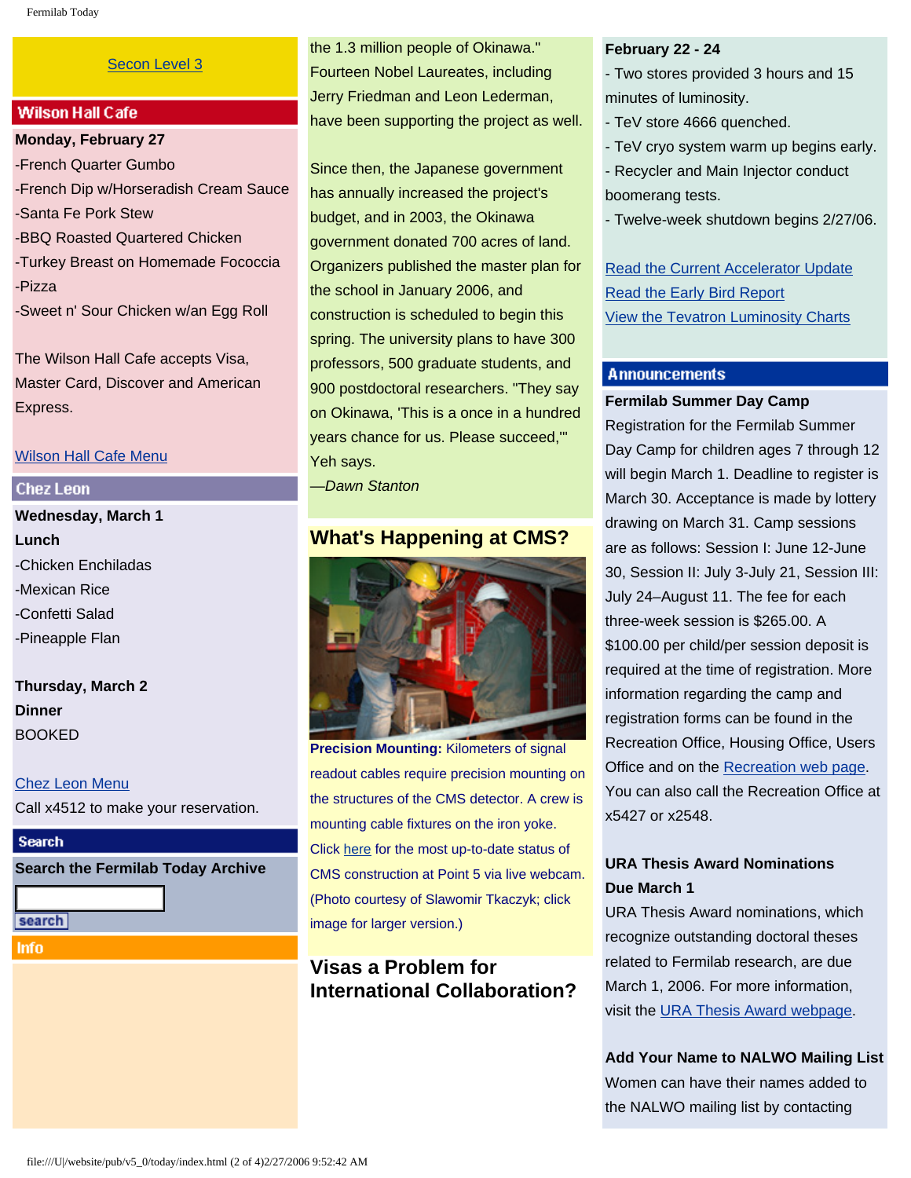[Secon Level 3]

## Wilson Hall Cafe

**Monday, February 27**

-French Quarter Gumbo
-French Dip w/Horseradish Cream Sauce
-Santa Fe Pork Stew
-BBQ Roasted Quartered Chicken
-Turkey Breast on Homemade Fococcia
-Pizza
-Sweet n' Sour Chicken w/an Egg Roll

The Wilson Hall Cafe accepts Visa, Master Card, Discover and American Express.

[Wilson Hall Cafe Menu]

## Chez Leon

**Wednesday, March 1**
**Lunch**

-Chicken Enchiladas
-Mexican Rice
-Confetti Salad
-Pineapple Flan

**Thursday, March 2**
**Dinner**

BOOKED

[Chez Leon Menu]

Call x4512 to make your reservation.

## Search

**Search the Fermilab Today Archive**

search

## Info

the 1.3 million people of Okinawa." Fourteen Nobel Laureates, including Jerry Friedman and Leon Lederman, have been supporting the project as well.

Since then, the Japanese government has annually increased the project's budget, and in 2003, the Okinawa government donated 700 acres of land. Organizers published the master plan for the school in January 2006, and construction is scheduled to begin this spring. The university plans to have 300 professors, 500 graduate students, and 900 postdoctoral researchers. "They say on Okinawa, 'This is a once in a hundred years chance for us. Please succeed,'" Yeh says.

*—Dawn Stanton*

## What's Happening at CMS?

**Precision Mounting:** Kilometers of signal readout cables require precision mounting on the structures of the CMS detector. A crew is mounting cable fixtures on the iron yoke. Click [here] for the most up-to-date status of CMS construction at Point 5 via live webcam. (Photo courtesy of Slawomir Tkaczyk; click image for larger version.)

## Visas a Problem for International Collaboration?

**February 22 - 24**

- Two stores provided 3 hours and 15 minutes of luminosity.
- TeV store 4666 quenched.
- TeV cryo system warm up begins early.
- Recycler and Main Injector conduct boomerang tests.
- Twelve-week shutdown begins 2/27/06.

[Read the Current Accelerator Update]
[Read the Early Bird Report]
[View the Tevatron Luminosity Charts]

## Announcements

**Fermilab Summer Day Camp**

Registration for the Fermilab Summer Day Camp for children ages 7 through 12 will begin March 1. Deadline to register is March 30. Acceptance is made by lottery drawing on March 31. Camp sessions are as follows: Session I: June 12-June 30, Session II: July 3-July 21, Session III: July 24–August 11. The fee for each three-week session is $265.00. A $100.00 per child/per session deposit is required at the time of registration. More information regarding the camp and registration forms can be found in the Recreation Office, Housing Office, Users Office and on the [Recreation web page]. You can also call the Recreation Office at x5427 or x2548.

**URA Thesis Award Nominations Due March 1**

URA Thesis Award nominations, which recognize outstanding doctoral theses related to Fermilab research, are due March 1, 2006. For more information, visit the [URA Thesis Award webpage].

**Add Your Name to NALWO Mailing List**

Women can have their names added to the NALWO mailing list by contacting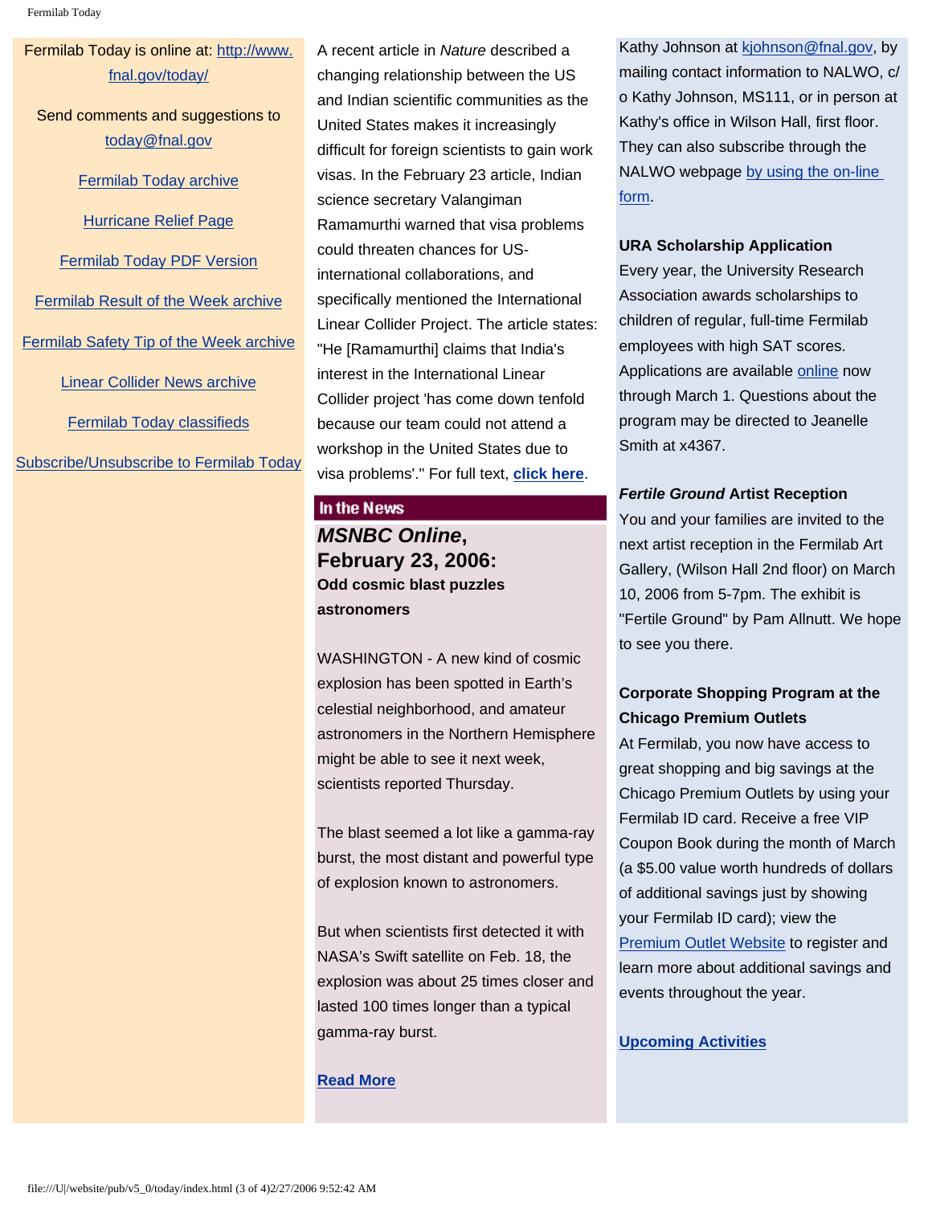Fermilab Today is online at: http://www.fnal.gov/today/

Send comments and suggestions to today@fnal.gov

Fermilab Today archive

Hurricane Relief Page

Fermilab Today PDF Version

Fermilab Result of the Week archive

Fermilab Safety Tip of the Week archive

Linear Collider News archive

Fermilab Today classifieds

Subscribe/Unsubscribe to Fermilab Today

A recent article in *Nature* described a changing relationship between the US and Indian scientific communities as the United States makes it increasingly difficult for foreign scientists to gain work visas. In the February 23 article, Indian science secretary Valangiman Ramamurthi warned that visa problems could threaten chances for US-international collaborations, and specifically mentioned the International Linear Collider Project. The article states: "He [Ramamurthi] claims that India's interest in the International Linear Collider project 'has come down tenfold because our team could not attend a workshop in the United States due to visa problems'." For full text, **click here**.

## In the News

### *MSNBC Online*, February 23, 2006:

**Odd cosmic blast puzzles astronomers**

WASHINGTON - A new kind of cosmic explosion has been spotted in Earth's celestial neighborhood, and amateur astronomers in the Northern Hemisphere might be able to see it next week, scientists reported Thursday.

The blast seemed a lot like a gamma-ray burst, the most distant and powerful type of explosion known to astronomers.

But when scientists first detected it with NASA's Swift satellite on Feb. 18, the explosion was about 25 times closer and lasted 100 times longer than a typical gamma-ray burst.

**Read More**

Kathy Johnson at kjohnson@fnal.gov, by mailing contact information to NALWO, c/o Kathy Johnson, MS111, or in person at Kathy's office in Wilson Hall, first floor. They can also subscribe through the NALWO webpage by using the on-line form.

**URA Scholarship Application**

Every year, the University Research Association awards scholarships to children of regular, full-time Fermilab employees with high SAT scores. Applications are available online now through March 1. Questions about the program may be directed to Jeanelle Smith at x4367.

***Fertile Ground* Artist Reception**

You and your families are invited to the next artist reception in the Fermilab Art Gallery, (Wilson Hall 2nd floor) on March 10, 2006 from 5-7pm. The exhibit is "Fertile Ground" by Pam Allnutt. We hope to see you there.

**Corporate Shopping Program at the Chicago Premium Outlets**

At Fermilab, you now have access to great shopping and big savings at the Chicago Premium Outlets by using your Fermilab ID card. Receive a free VIP Coupon Book during the month of March (a $5.00 value worth hundreds of dollars of additional savings just by showing your Fermilab ID card); view the Premium Outlet Website to register and learn more about additional savings and events throughout the year.

**Upcoming Activities**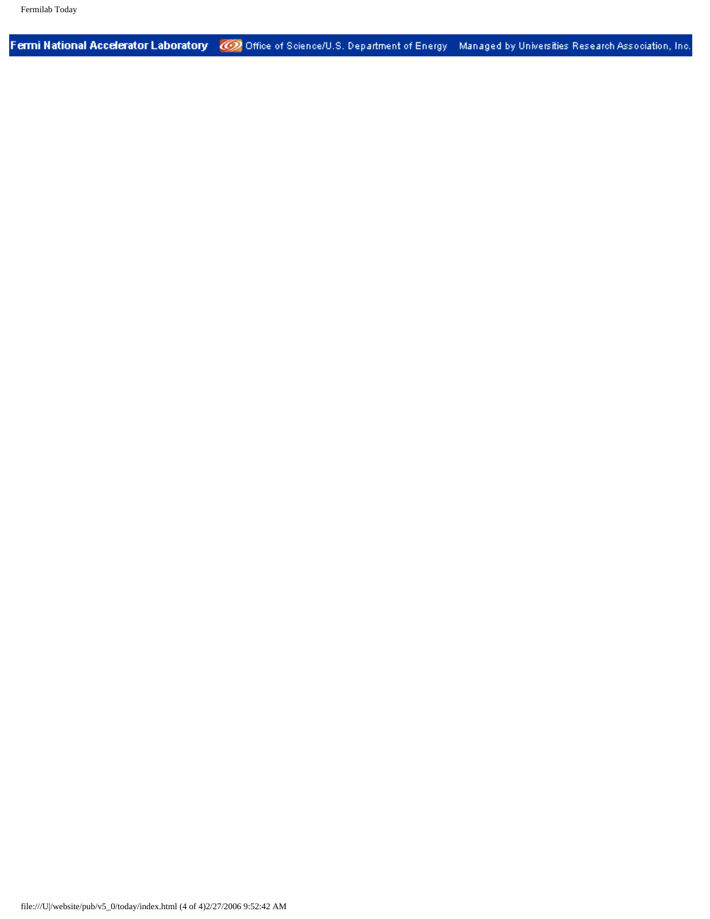Fermi National Accelerator Laboratory Office of Science/U.S. Department of Energy Managed by Universities Research Association, Inc.